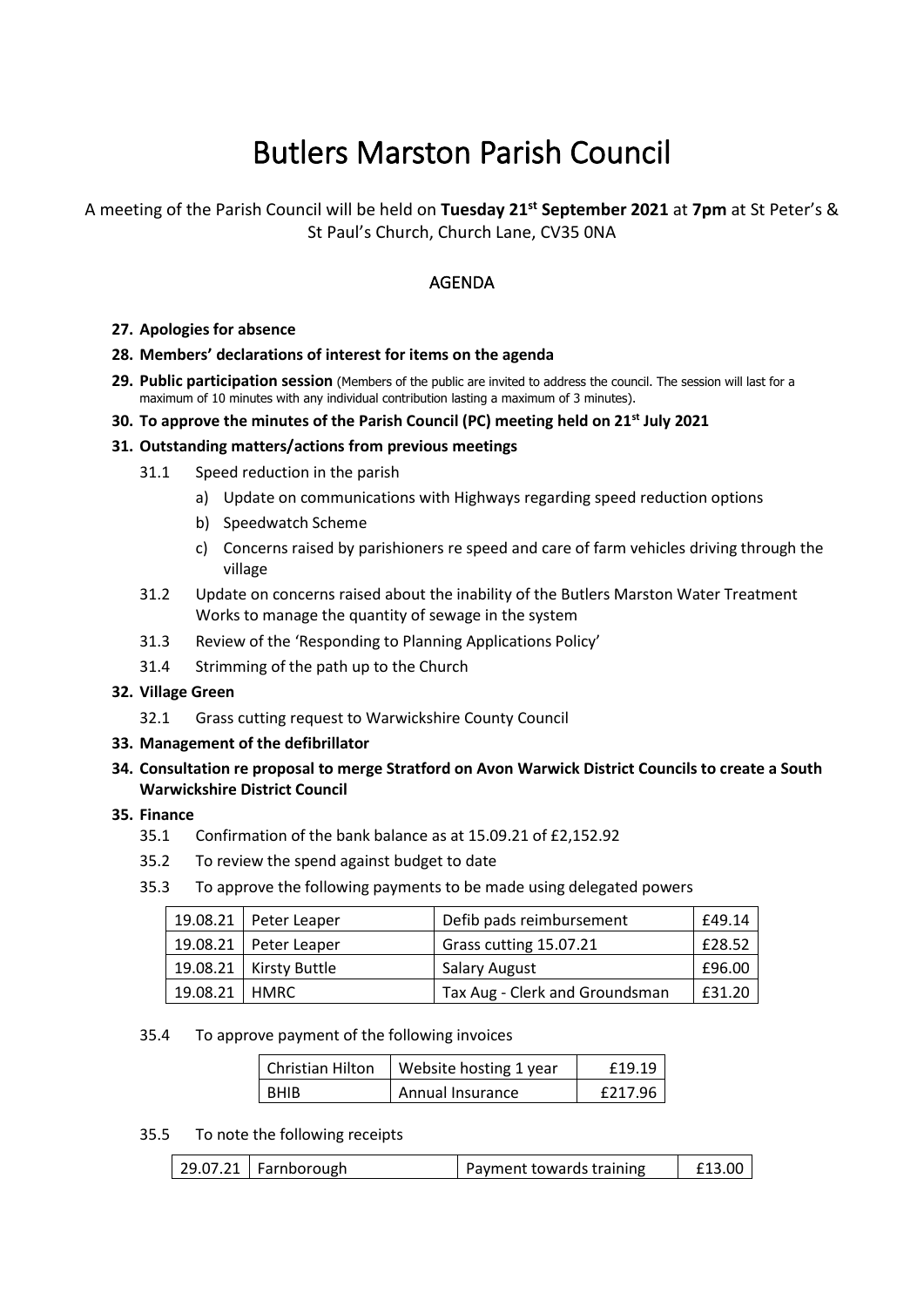# Butlers Marston Parish Council

A meeting of the Parish Council will be held on **Tuesday 21st September 2021** at **7pm** at St Peter's & St Paul's Church, Church Lane, CV35 0NA

## AGENDA

**27. Apologies for absence**

**28. Members' declarations of interest for items on the agenda**

**29. Public participation session** (Members of the public are invited to address the council. The session will last for a maximum of 10 minutes with any individual contribution lasting a maximum of 3 minutes).

**30. To approve the minutes of the Parish Council (PC) meeting held on 21st July 2021**

**31. Outstanding matters/actions from previous meetings**

- 31.1 Speed reduction in the parish
  - a) Update on communications with Highways regarding speed reduction options
  - b) Speedwatch Scheme
  - c) Concerns raised by parishioners re speed and care of farm vehicles driving through the village
- 31.2 Update on concerns raised about the inability of the Butlers Marston Water Treatment Works to manage the quantity of sewage in the system
- 31.3 Review of the 'Responding to Planning Applications Policy'
- 31.4 Strimming of the path up to the Church

**32. Village Green**

- 32.1 Grass cutting request to Warwickshire County Council

**33. Management of the defibrillator**

**34. Consultation re proposal to merge Stratford on Avon Warwick District Councils to create a South Warwickshire District Council**

**35. Finance**

- 35.1 Confirmation of the bank balance as at 15.09.21 of £2,152.92
- 35.2 To review the spend against budget to date
- 35.3 To approve the following payments to be made using delegated powers

| | | | |
|---|---|---|---|
| 19.08.21 | Peter Leaper | Defib pads reimbursement | £49.14 |
| 19.08.21 | Peter Leaper | Grass cutting 15.07.21 | £28.52 |
| 19.08.21 | Kirsty Buttle | Salary August | £96.00 |
| 19.08.21 | HMRC | Tax Aug - Clerk and Groundsman | £31.20 |

- 35.4 To approve payment of the following invoices

| | | |
|---|---|---|
| Christian Hilton | Website hosting 1 year | £19.19 |
| BHIB | Annual Insurance | £217.96 |

- 35.5 To note the following receipts

| | | | |
|---|---|---|---|
| 29.07.21 | Farnborough | Payment towards training | £13.00 |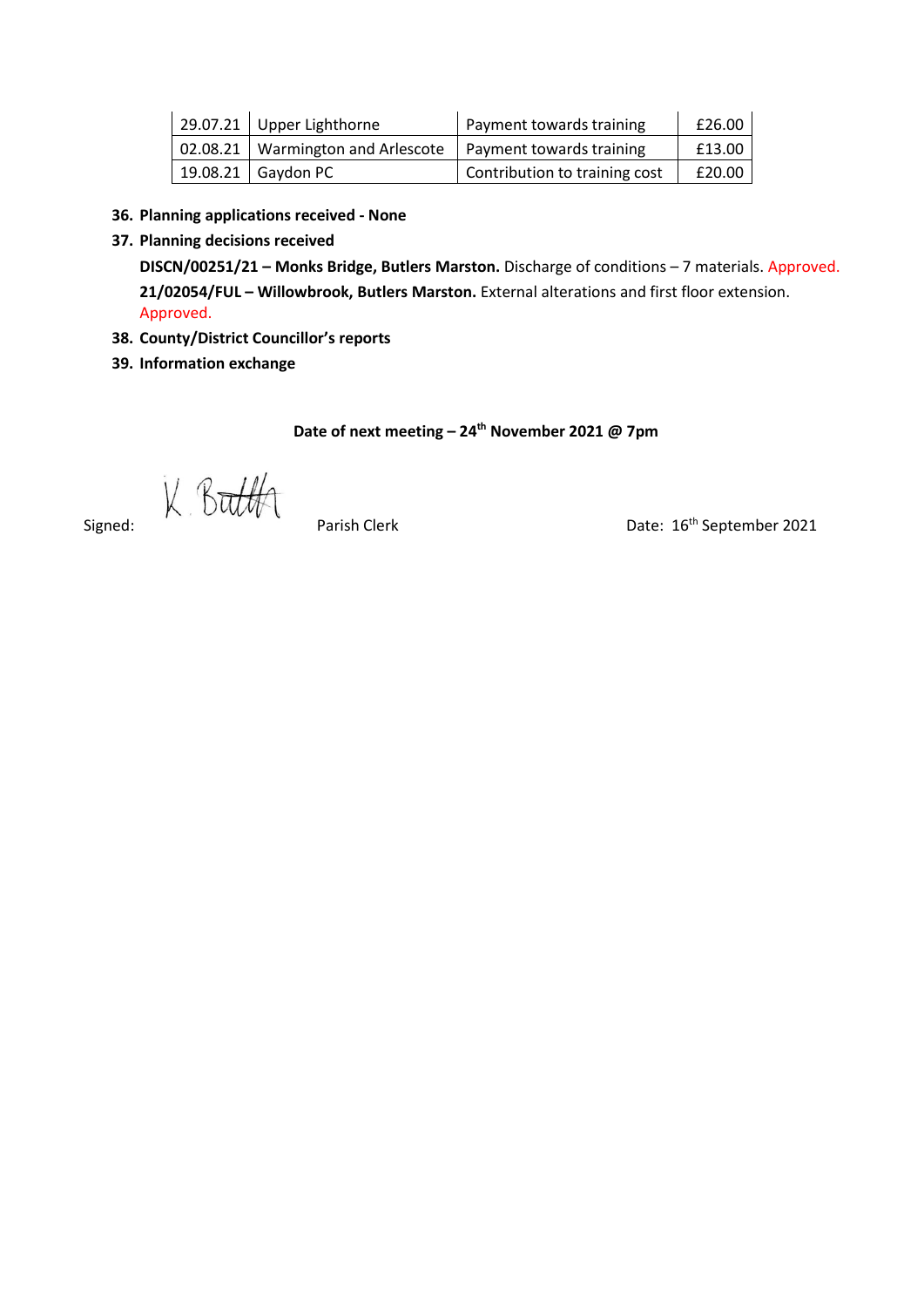| | | | |
|---|---|---|---|
| 29.07.21 | Upper Lighthorne | Payment towards training | £26.00 |
| 02.08.21 | Warmington and Arlescote | Payment towards training | £13.00 |
| 19.08.21 | Gaydon PC | Contribution to training cost | £20.00 |

36. **Planning applications received - None**
37. **Planning decisions received**

    **DISCN/00251/21 – Monks Bridge, Butlers Marston.** Discharge of conditions – 7 materials. Approved.

    **21/02054/FUL – Willowbrook, Butlers Marston.** External alterations and first floor extension. Approved.
38. **County/District Councillor's reports**
39. **Information exchange**

**Date of next meeting – 24th November 2021 @ 7pm**

Signed: K. Batth Parish Clerk Date: 16th September 2021